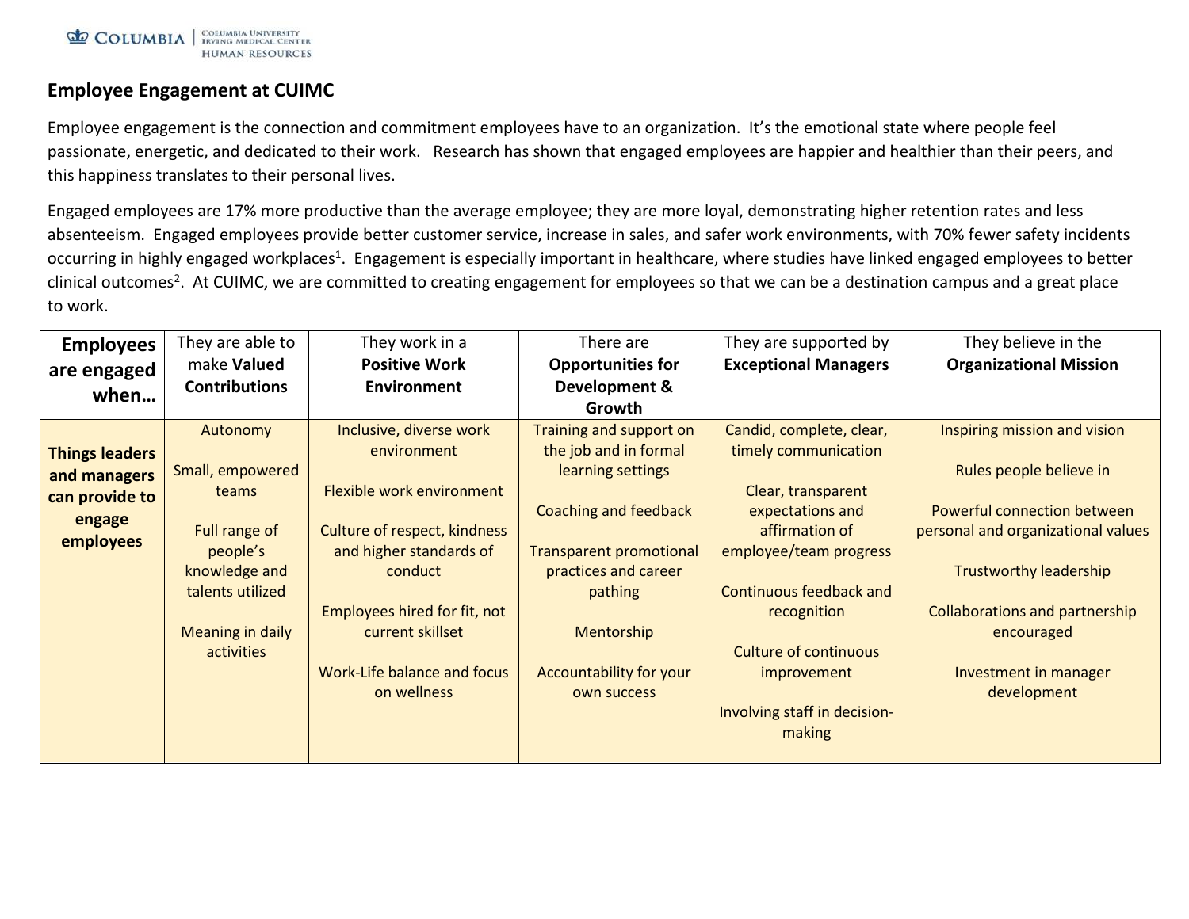# Employee Engagement at CUIMC

Employee engagement is the connection and commitment employees have to an organization. It's the emotional state where people feel passionate, energetic, and dedicated to their work. Research has shown that engaged employees are happier and healthier than their peers, and this happiness translates to their personal lives.

Engaged employees are 17% more productive than the average employee; they are more loyal, demonstrating higher retention rates and less absenteeism. Engaged employees provide better customer service, increase in sales, and safer work environments, with 70% fewer safety incidents occurring in highly engaged workplaces[1]. Engagement is especially important in healthcare, where studies have linked engaged employees to better clinical outcomes[2]. At CUIMC, we are committed to creating engagement for employees so that we can be a destination campus and a great place to work.

| **Employees are engaged when…** | They are able to make **Valued Contributions** | They work in a **Positive Work Environment** | There are **Opportunities for Development & Growth** | They are supported by **Exceptional Managers** | They believe in the **Organizational Mission** |
|---|---|---|---|---|---|
| **Things leaders and managers can provide to engage employees** | Autonomy<br><br>Small, empowered teams<br><br>Full range of people's knowledge and talents utilized<br><br>Meaning in daily activities | Inclusive, diverse work environment<br><br>Flexible work environment<br><br>Culture of respect, kindness and higher standards of conduct<br><br>Employees hired for fit, not current skillset<br><br>Work-Life balance and focus on wellness | Training and support on the job and in formal learning settings<br><br>Coaching and feedback<br><br>Transparent promotional practices and career pathing<br><br>Mentorship<br><br>Accountability for your own success | Candid, complete, clear, timely communication<br><br>Clear, transparent expectations and affirmation of employee/team progress<br><br>Continuous feedback and recognition<br><br>Culture of continuous improvement<br><br>Involving staff in decision-making | Inspiring mission and vision<br><br>Rules people believe in<br><br>Powerful connection between personal and organizational values<br><br>Trustworthy leadership<br><br>Collaborations and partnership encouraged<br><br>Investment in manager development |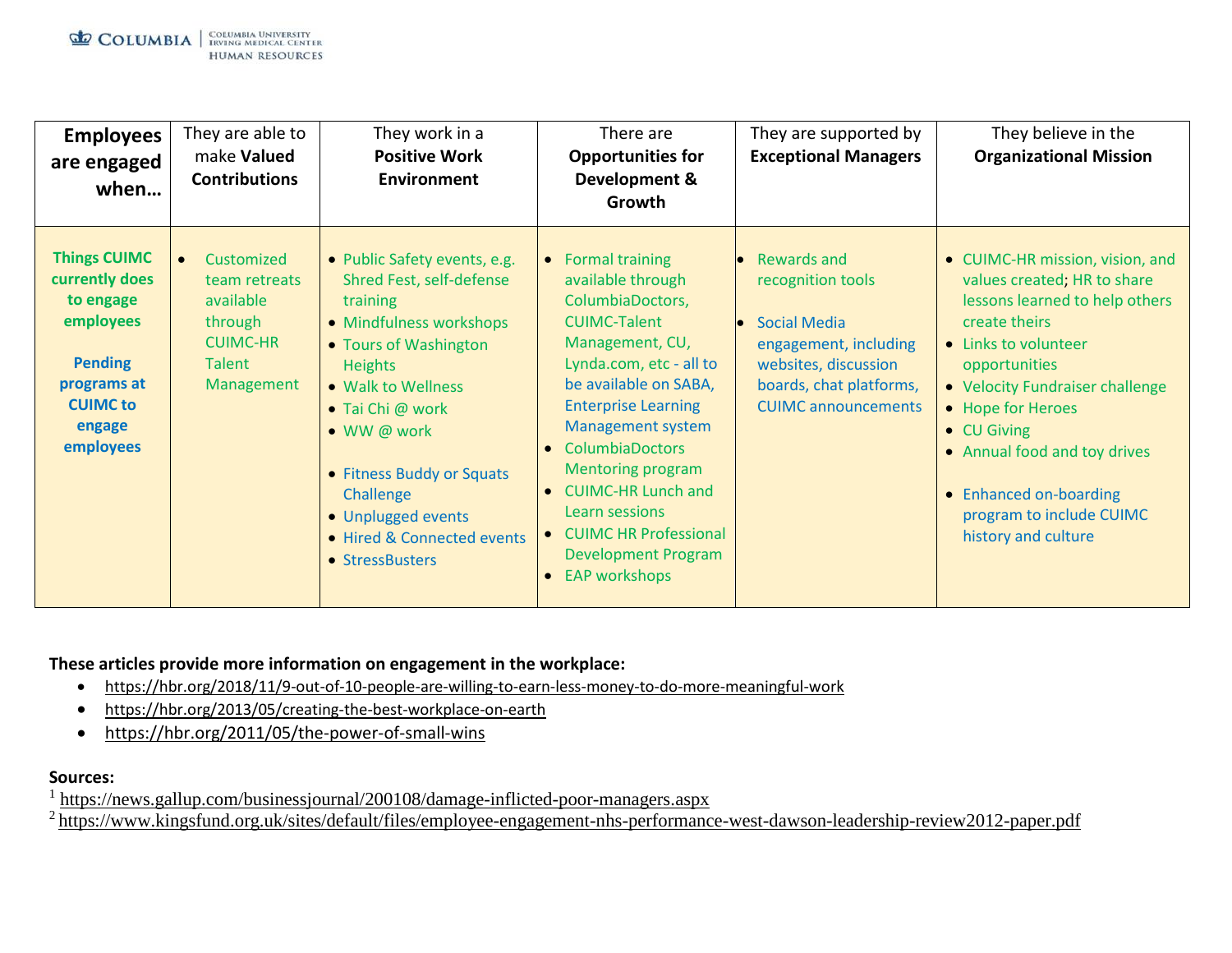| Employees are engaged when… | They are able to make **Valued Contributions** | They work in a **Positive Work Environment** | There are **Opportunities for Development & Growth** | They are supported by **Exceptional Managers** | They believe in the **Organizational Mission** |
|---|---|---|---|---|---|
| **Things CUIMC currently does to engage employees**<br><br>**Pending programs at CUIMC to engage employees** | • Customized team retreats available through CUIMC-HR Talent Management | • Public Safety events, e.g. Shred Fest, self-defense training<br>• Mindfulness workshops<br>• Tours of Washington Heights<br>• Walk to Wellness<br>• Tai Chi @ work<br>• WW @ work<br><br>• Fitness Buddy or Squats Challenge<br>• Unplugged events<br>• Hired & Connected events<br>• StressBusters | • Formal training available through ColumbiaDoctors, CUIMC-Talent Management, CU, Lynda.com, etc - all to be available on SABA, Enterprise Learning Management system<br>• ColumbiaDoctors Mentoring program<br>• CUIMC-HR Lunch and Learn sessions<br>• CUIMC HR Professional Development Program<br>• EAP workshops | • Rewards and recognition tools<br><br>• Social Media engagement, including websites, discussion boards, chat platforms, CUIMC announcements | • CUIMC-HR mission, vision, and values created; HR to share lessons learned to help others create theirs<br>• Links to volunteer opportunities<br>• Velocity Fundraiser challenge<br>• Hope for Heroes<br>• CU Giving<br>• Annual food and toy drives<br><br>• Enhanced on-boarding program to include CUIMC history and culture |

**These articles provide more information on engagement in the workplace:**

- https://hbr.org/2018/11/9-out-of-10-people-are-willing-to-earn-less-money-to-do-more-meaningful-work
- https://hbr.org/2013/05/creating-the-best-workplace-on-earth
- https://hbr.org/2011/05/the-power-of-small-wins

**Sources:**

[1] https://news.gallup.com/businessjournal/200108/damage-inflicted-poor-managers.aspx

[2] https://www.kingsfund.org.uk/sites/default/files/employee-engagement-nhs-performance-west-dawson-leadership-review2012-paper.pdf